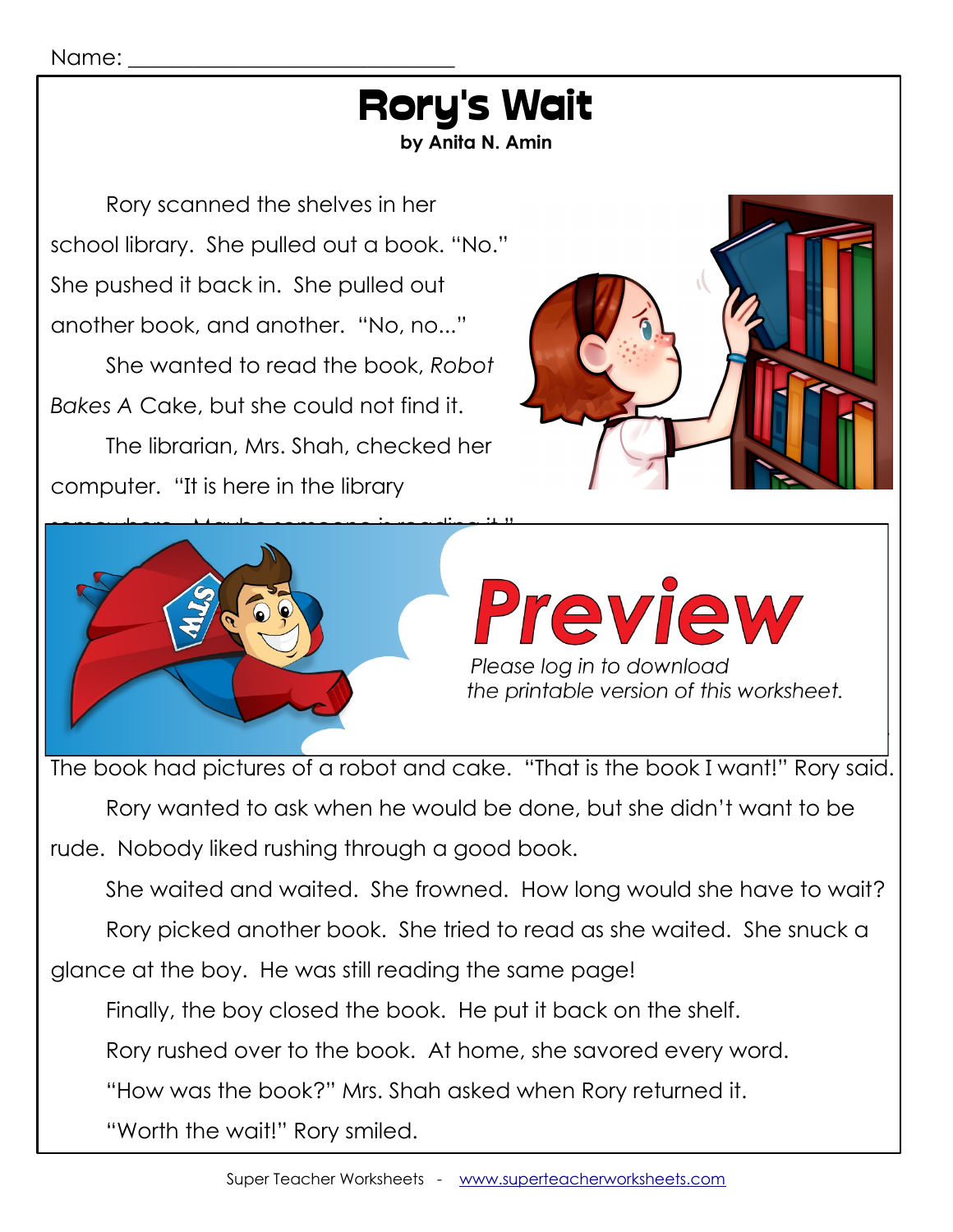Name: ______________________________

# Rory's Wait

**by Anita N. Amin**

Rory scanned the shelves in her school library. She pulled out a book. "No." She pushed it back in. She pulled out another book, and another. "No, no..."

She wanted to read the book, *Robot Bakes A Cake*, but she could not find it.

The librarian, Mrs. Shah, checked her computer. "It is here in the library

**Preview**

*Please log in to download the printable version of this worksheet.*

The book had pictures of a robot and cake. "That is the book I want!" Rory said.

Rory wanted to ask when he would be done, but she didn't want to be rude. Nobody liked rushing through a good book.

She waited and waited. She frowned. How long would she have to wait?

Rory picked another book. She tried to read as she waited. She snuck a glance at the boy. He was still reading the same page!

Finally, the boy closed the book. He put it back on the shelf.

Rory rushed over to the book. At home, she savored every word.

"How was the book?" Mrs. Shah asked when Rory returned it.

"Worth the wait!" Rory smiled.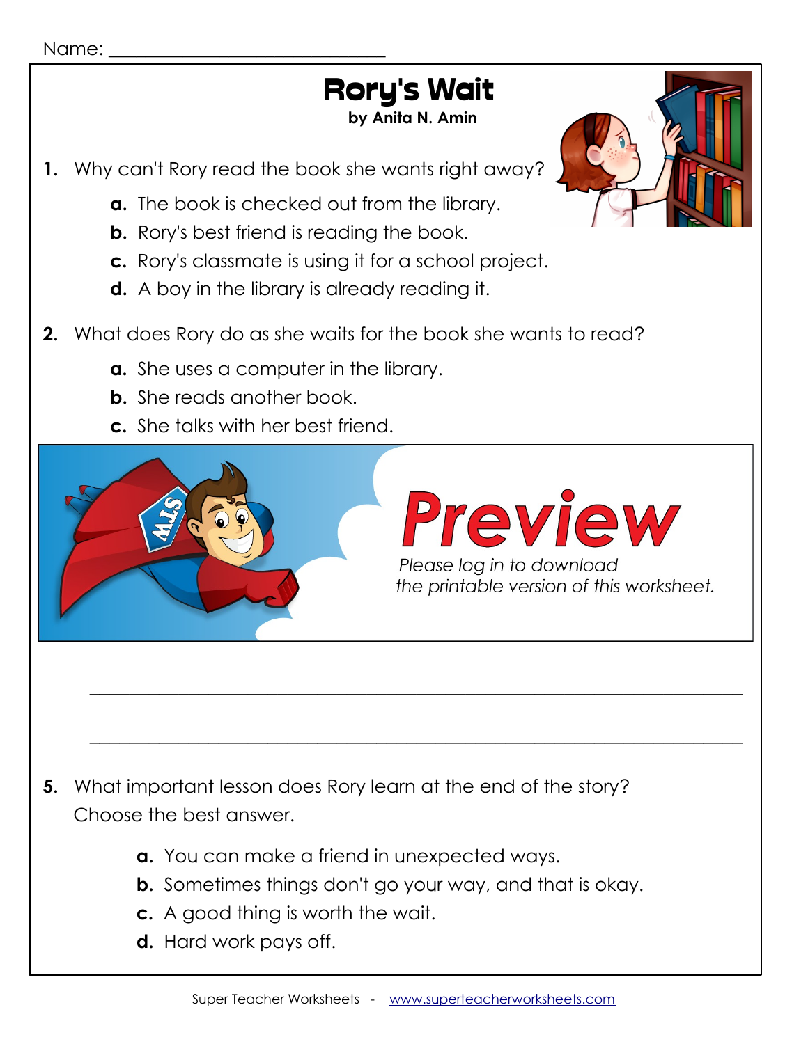Name: ___________________________

# Rory's Wait

**by Anita N. Amin**

1. Why can't Rory read the book she wants right away?

   **a.** The book is checked out from the library.
   **b.** Rory's best friend is reading the book.
   **c.** Rory's classmate is using it for a school project.
   **d.** A boy in the library is already reading it.

2. What does Rory do as she waits for the book she wants to read?

   **a.** She uses a computer in the library.
   **b.** She reads another book.
   **c.** She talks with her best friend.

**Preview**

*Please log in to download the printable version of this worksheet.*

___________________________________________________________________

___________________________________________________________________

5. What important lesson does Rory learn at the end of the story? Choose the best answer.

   **a.** You can make a friend in unexpected ways.
   **b.** Sometimes things don't go your way, and that is okay.
   **c.** A good thing is worth the wait.
   **d.** Hard work pays off.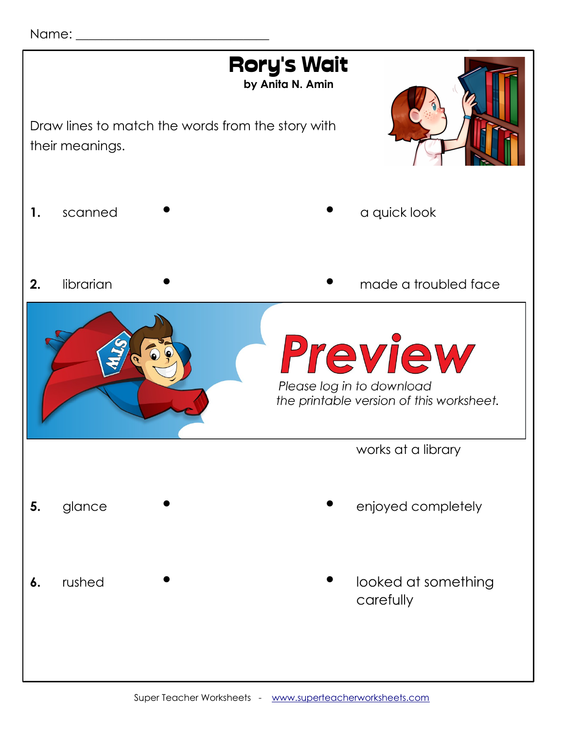Name: ______________________________

# Rory's Wait

**by Anita N. Amin**

Draw lines to match the words from the story with their meanings.

| | Word | | Meaning |
|---|---|---|---|
| **1.** | scanned | • • | a quick look |
| **2.** | librarian | • • | made a troubled face |
| | | | works at a library |
| **5.** | glance | • • | enjoyed completely |
| **6.** | rushed | • • | looked at something carefully |

**Preview**

*Please log in to download the printable version of this worksheet.*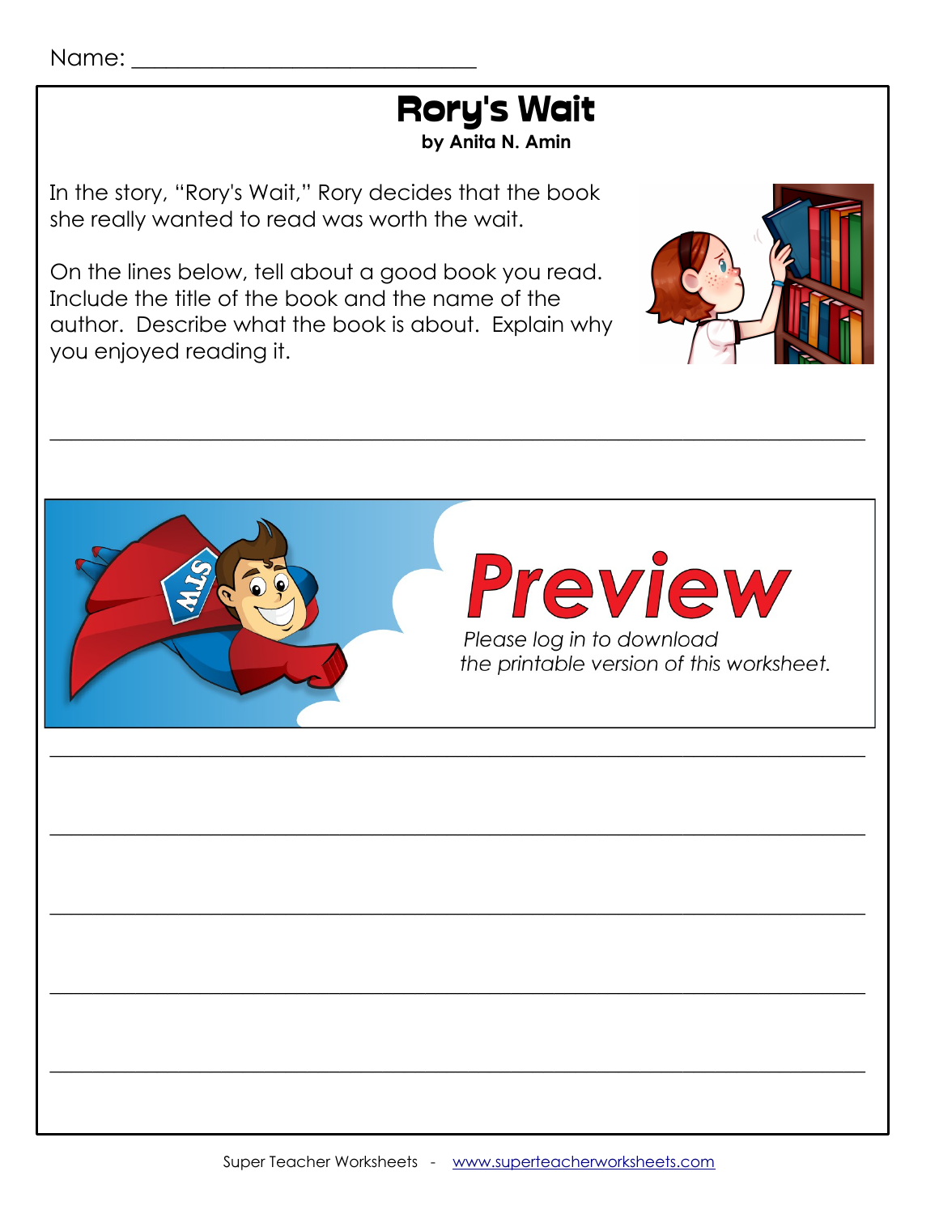Name: ______________________________

# Rory's Wait

**by Anita N. Amin**

In the story, "Rory's Wait," Rory decides that the book she really wanted to read was worth the wait.

On the lines below, tell about a good book you read. Include the title of the book and the name of the author. Describe what the book is about. Explain why you enjoyed reading it.

_______________________________________________________________________________

**Preview**

*Please log in to download the printable version of this worksheet.*

_______________________________________________________________________________

_______________________________________________________________________________

_______________________________________________________________________________

_______________________________________________________________________________

_______________________________________________________________________________

Super Teacher Worksheets - www.superteacherworksheets.com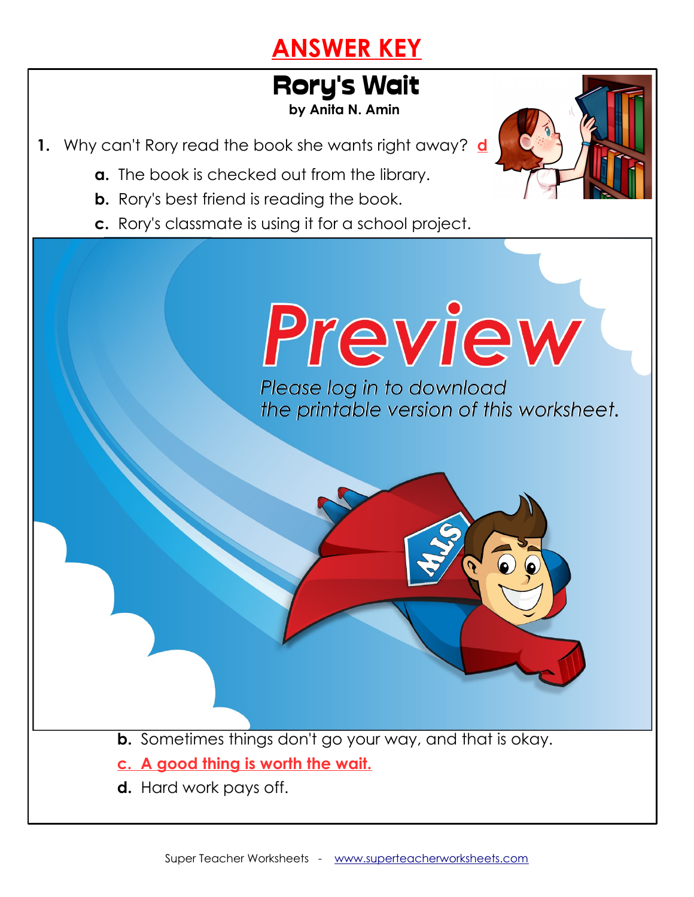# ANSWER KEY

## Rory's Wait

**by Anita N. Amin**

1. Why can't Rory read the book she wants right away? **d**

   **a.** The book is checked out from the library.

   **b.** Rory's best friend is reading the book.

   **c.** Rory's classmate is using it for a school project.

Preview

*Please log in to download the printable version of this worksheet.*

   **b.** Sometimes things don't go your way, and that is okay.

   **c. A good thing is worth the wait.**

   **d.** Hard work pays off.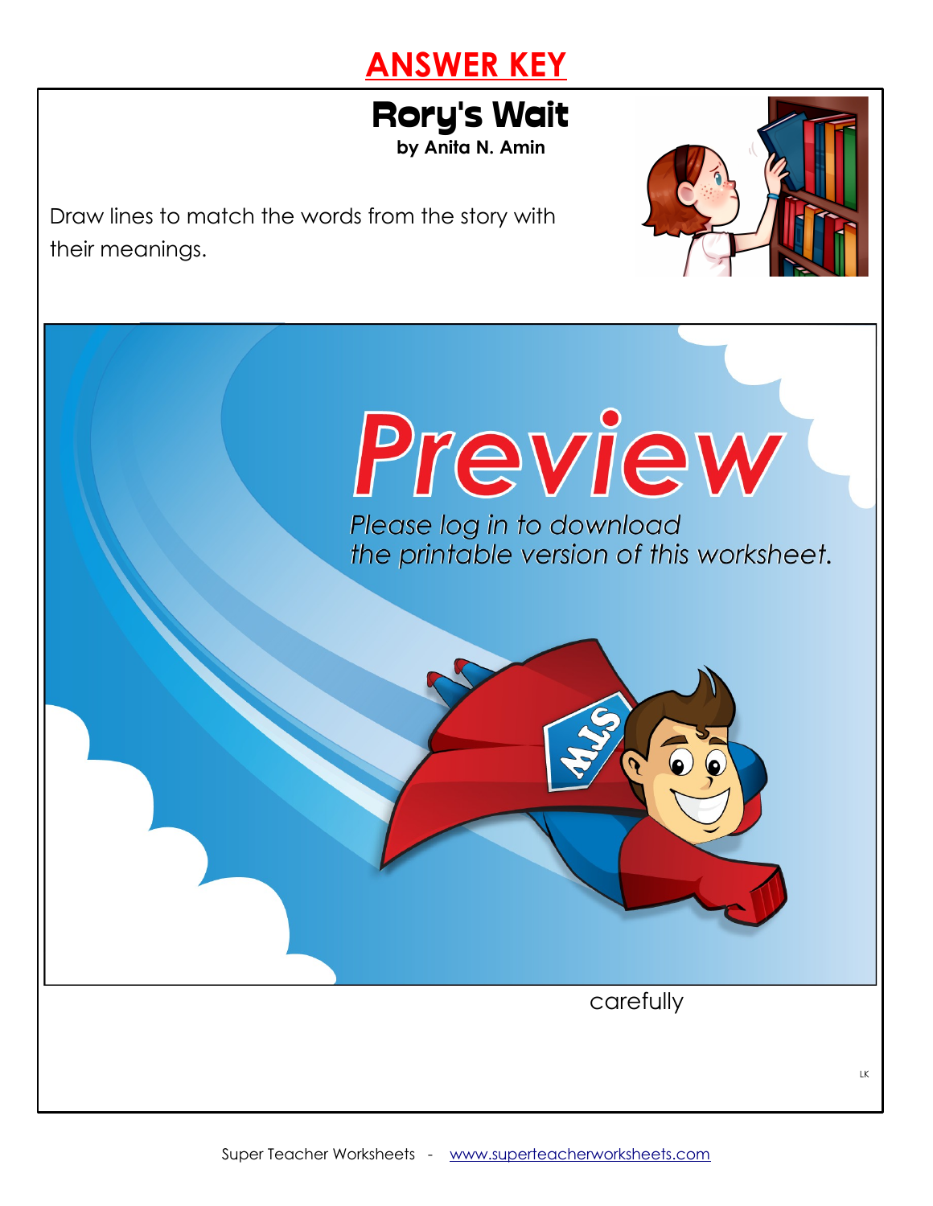# ANSWER KEY

## Rory's Wait

**by Anita N. Amin**

Draw lines to match the words from the story with their meanings.

Preview

*Please log in to download the printable version of this worksheet.*

carefully

LK